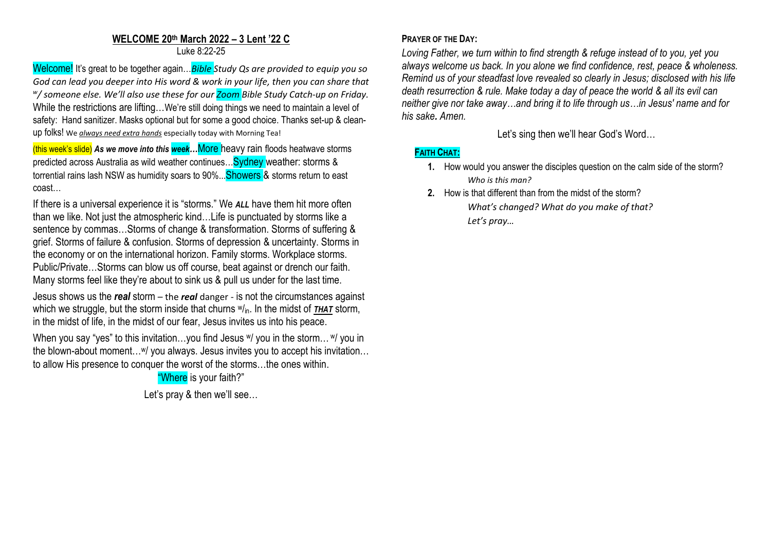## WELCOME 20th March 2022 – 3 Lent '22 C

Luke 8:22-25

Welcome! It's great to be together again…*Bible Study Qs are provided to equip you so God can lead you deeper into His word & work in your life, then you can share that w/ someone else. We'll also use these for our Zoom Bible Study Catch-up on Friday.* While the restrictions are lifting…We're still doing things we need to maintain a level of safety: Hand sanitizer. Masks optional but for some a good choice. Thanks set-up & clean-up folks! We *always need extra hands* especially today with Morning Tea!

(this week's slide) ***As we move into this week…*** More heavy rain floods heatwave storms predicted across Australia as wild weather continues...Sydney weather: storms & torrential rains lash NSW as humidity soars to 90%...Showers & storms return to east coast…

If there is a universal experience it is "storms." We ***ALL*** have them hit more often than we like. Not just the atmospheric kind…Life is punctuated by storms like a sentence by commas…Storms of change & transformation. Storms of suffering & grief. Storms of failure & confusion. Storms of depression & uncertainty. Storms in the economy or on the international horizon. Family storms. Workplace storms. Public/Private…Storms can blow us off course, beat against or drench our faith. Many storms feel like they're about to sink us & pull us under for the last time.

Jesus shows us the ***real*** storm – the ***real*** danger - is not the circumstances against which we struggle, but the storm inside that churns w/in. In the midst of ***THAT*** storm, in the midst of life, in the midst of our fear, Jesus invites us into his peace.

When you say "yes" to this invitation…you find Jesus w/ you in the storm… w/ you in the blown-about moment…w/ you always. Jesus invites you to accept his invitation…to allow His presence to conquer the worst of the storms…the ones within.

"Where is your faith?"

Let's pray & then we'll see…

**PRAYER OF THE DAY:**

*Loving Father, we turn within to find strength & refuge instead of to you, yet you always welcome us back. In you alone we find confidence, rest, peace & wholeness. Remind us of your steadfast love revealed so clearly in Jesus; disclosed with his life death resurrection & rule. Make today a day of peace the world & all its evil can neither give nor take away…and bring it to life through us…in Jesus' name and for his sake. Amen.*

Let's sing then we'll hear God's Word…

**FAITH CHAT:**

1. How would you answer the disciples question on the calm side of the storm?
   *Who is this man?*
2. How is that different than from the midst of the storm?
   *What's changed? What do you make of that?*
   *Let's pray…*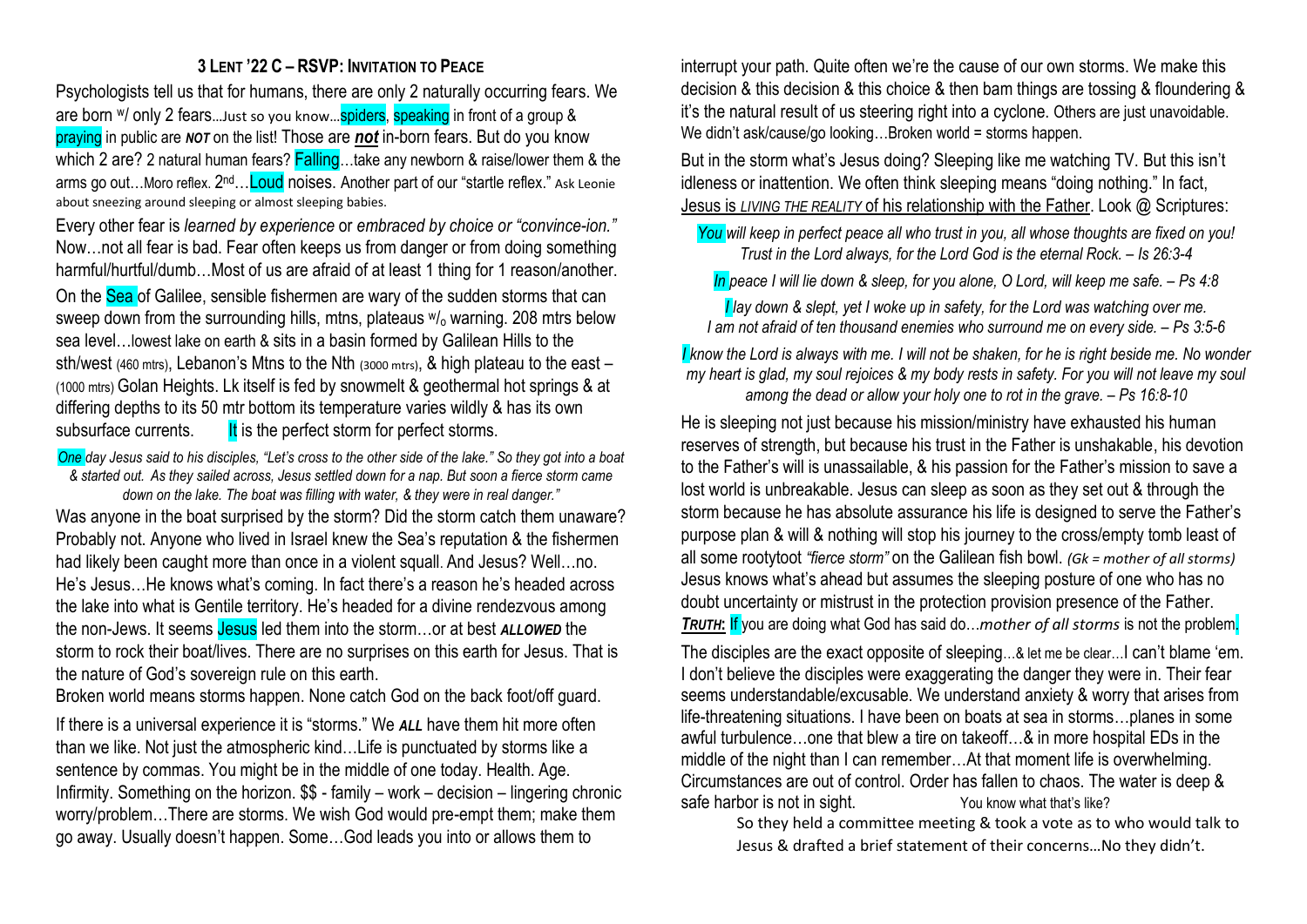### 3 LENT '22 C – RSVP: INVITATION TO PEACE

Psychologists tell us that for humans, there are only 2 naturally occurring fears. We are born w/ only 2 fears...Just so you know...spiders, speaking in front of a group & praying in public are ***NOT*** on the list! Those are ***not*** in-born fears. But do you know which 2 are? 2 natural human fears? Falling...take any newborn & raise/lower them & the arms go out...Moro reflex. 2nd...Loud noises. Another part of our "startle reflex." Ask Leonie about sneezing around sleeping or almost sleeping babies.

Every other fear is *learned by experience* or *embraced by choice or "convince-ion."* Now...not all fear is bad. Fear often keeps us from danger or from doing something harmful/hurtful/dumb...Most of us are afraid of at least 1 thing for 1 reason/another.

On the Sea of Galilee, sensible fishermen are wary of the sudden storms that can sweep down from the surrounding hills, mtns, plateaus w/o warning. 208 mtrs below sea level...lowest lake on earth & sits in a basin formed by Galilean Hills to the sth/west (460 mtrs), Lebanon's Mtns to the Nth (3000 mtrs), & high plateau to the east – (1000 mtrs) Golan Heights. Lk itself is fed by snowmelt & geothermal hot springs & at differing depths to its 50 mtr bottom its temperature varies wildly & has its own subsurface currents. It is the perfect storm for perfect storms.

*One day Jesus said to his disciples, "Let's cross to the other side of the lake." So they got into a boat & started out. As they sailed across, Jesus settled down for a nap. But soon a fierce storm came down on the lake. The boat was filling with water, & they were in real danger."*

Was anyone in the boat surprised by the storm? Did the storm catch them unaware? Probably not. Anyone who lived in Israel knew the Sea's reputation & the fishermen had likely been caught more than once in a violent squall. And Jesus? Well...no. He's Jesus...He knows what's coming. In fact there's a reason he's headed across the lake into what is Gentile territory. He's headed for a divine rendezvous among the non-Jews. It seems Jesus led them into the storm...or at best ***ALLOWED*** the storm to rock their boat/lives. There are no surprises on this earth for Jesus. That is the nature of God's sovereign rule on this earth.

Broken world means storms happen. None catch God on the back foot/off guard.

If there is a universal experience it is "storms." We ***ALL*** have them hit more often than we like. Not just the atmospheric kind...Life is punctuated by storms like a sentence by commas. You might be in the middle of one today. Health. Age. Infirmity. Something on the horizon. $$ - family – work – decision – lingering chronic worry/problem...There are storms. We wish God would pre-empt them; make them go away. Usually doesn't happen. Some...God leads you into or allows them to interrupt your path. Quite often we're the cause of our own storms. We make this decision & this decision & this choice & then bam things are tossing & floundering & it's the natural result of us steering right into a cyclone. Others are just unavoidable. We didn't ask/cause/go looking...Broken world = storms happen.

But in the storm what's Jesus doing? Sleeping like me watching TV. But this isn't idleness or inattention. We often think sleeping means "doing nothing." In fact, Jesus is <u>*LIVING THE REALITY* of his relationship with the Father</u>. Look @ Scriptures:

*You will keep in perfect peace all who trust in you, all whose thoughts are fixed on you! Trust in the Lord always, for the Lord God is the eternal Rock. – Is 26:3-4*

*In peace I will lie down & sleep, for you alone, O Lord, will keep me safe. – Ps 4:8*

*I lay down & slept, yet I woke up in safety, for the Lord was watching over me. I am not afraid of ten thousand enemies who surround me on every side. – Ps 3:5-6*

*I know the Lord is always with me. I will not be shaken, for he is right beside me. No wonder my heart is glad, my soul rejoices & my body rests in safety. For you will not leave my soul among the dead or allow your holy one to rot in the grave. – Ps 16:8-10*

He is sleeping not just because his mission/ministry have exhausted his human reserves of strength, but because his trust in the Father is unshakable, his devotion to the Father's will is unassailable, & his passion for the Father's mission to save a lost world is unbreakable. Jesus can sleep as soon as they set out & through the storm because he has absolute assurance his life is designed to serve the Father's purpose plan & will & nothing will stop his journey to the cross/empty tomb least of all some rootytoot *"fierce storm"* on the Galilean fish bowl. *(Gk = mother of all storms)* Jesus knows what's ahead but assumes the sleeping posture of one who has no doubt uncertainty or mistrust in the protection provision presence of the Father.

***TRUTH*:** If you are doing what God has said do...*mother of all storms* is not the problem.

The disciples are the exact opposite of sleeping...& let me be clear...I can't blame 'em. I don't believe the disciples were exaggerating the danger they were in. Their fear seems understandable/excusable. We understand anxiety & worry that arises from life-threatening situations. I have been on boats at sea in storms...planes in some awful turbulence...one that blew a tire on takeoff...& in more hospital EDs in the middle of the night than I can remember...At that moment life is overwhelming. Circumstances are out of control. Order has fallen to chaos. The water is deep & safe harbor is not in sight. You know what that's like?

So they held a committee meeting & took a vote as to who would talk to Jesus & drafted a brief statement of their concerns...No they didn't.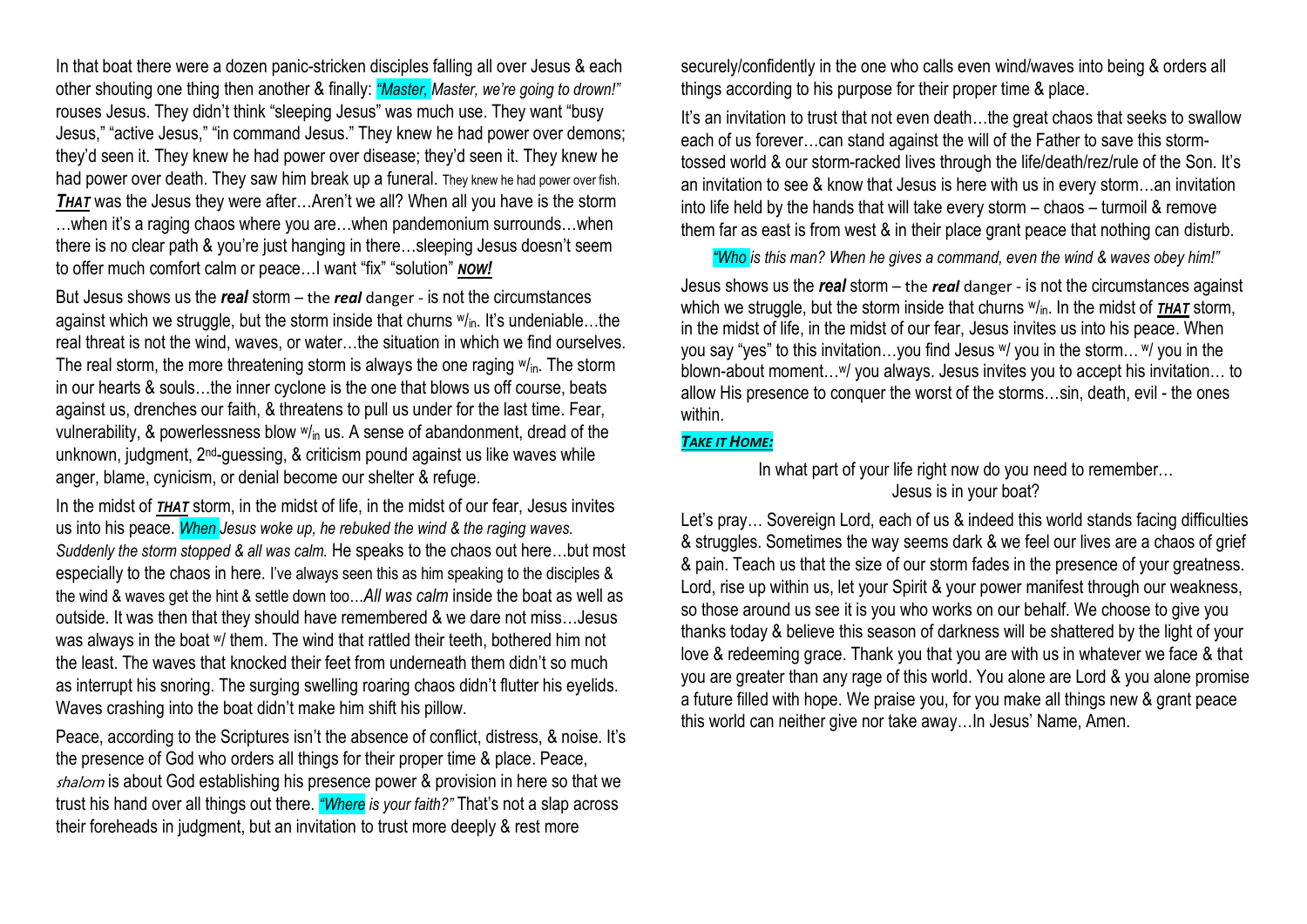In that boat there were a dozen panic-stricken disciples falling all over Jesus & each other shouting one thing then another & finally: *"Master, Master, we're going to drown!"* rouses Jesus. They didn't think "sleeping Jesus" was much use. They want "busy Jesus," "active Jesus," "in command Jesus." They knew he had power over demons; they'd seen it. They knew he had power over disease; they'd seen it. They knew he had power over death. They saw him break up a funeral. They knew he had power over fish. ***THAT*** was the Jesus they were after…Aren't we all? When all you have is the storm …when it's a raging chaos where you are…when pandemonium surrounds…when there is no clear path & you're just hanging in there…sleeping Jesus doesn't seem to offer much comfort calm or peace…I want "fix" "solution" ***NOW!***

But Jesus shows us the ***real*** storm – the ***real*** danger - is not the circumstances against which we struggle, but the storm inside that churns w/in. It's undeniable…the real threat is not the wind, waves, or water…the situation in which we find ourselves. The real storm, the more threatening storm is always the one raging w/in. The storm in our hearts & souls…the inner cyclone is the one that blows us off course, beats against us, drenches our faith, & threatens to pull us under for the last time. Fear, vulnerability, & powerlessness blow w/in us. A sense of abandonment, dread of the unknown, judgment, 2nd-guessing, & criticism pound against us like waves while anger, blame, cynicism, or denial become our shelter & refuge.

In the midst of ***THAT*** storm, in the midst of life, in the midst of our fear, Jesus invites us into his peace. *When Jesus woke up, he rebuked the wind & the raging waves. Suddenly the storm stopped & all was calm.* He speaks to the chaos out here…but most especially to the chaos in here. I've always seen this as him speaking to the disciples & the wind & waves get the hint & settle down too…*All was calm* inside the boat as well as outside. It was then that they should have remembered & we dare not miss…Jesus was always in the boat w/ them. The wind that rattled their teeth, bothered him not the least. The waves that knocked their feet from underneath them didn't so much as interrupt his snoring. The surging swelling roaring chaos didn't flutter his eyelids. Waves crashing into the boat didn't make him shift his pillow.

Peace, according to the Scriptures isn't the absence of conflict, distress, & noise. It's the presence of God who orders all things for their proper time & place. Peace, *shalom* is about God establishing his presence power & provision in here so that we trust his hand over all things out there. *"Where is your faith?"* That's not a slap across their foreheads in judgment, but an invitation to trust more deeply & rest more securely/confidently in the one who calls even wind/waves into being & orders all things according to his purpose for their proper time & place.

It's an invitation to trust that not even death…the great chaos that seeks to swallow each of us forever…can stand against the will of the Father to save this storm-tossed world & our storm-racked lives through the life/death/rez/rule of the Son. It's an invitation to see & know that Jesus is here with us in every storm…an invitation into life held by the hands that will take every storm – chaos – turmoil & remove them far as east is from west & in their place grant peace that nothing can disturb.

*"Who is this man? When he gives a command, even the wind & waves obey him!"*

Jesus shows us the ***real*** storm – the ***real*** danger - is not the circumstances against which we struggle, but the storm inside that churns w/in. In the midst of ***THAT*** storm, in the midst of life, in the midst of our fear, Jesus invites us into his peace. When you say "yes" to this invitation…you find Jesus w/ you in the storm… w/ you in the blown-about moment…w/ you always. Jesus invites you to accept his invitation… to allow His presence to conquer the worst of the storms…sin, death, evil - the ones within.

***TAKE IT HOME:***

In what part of your life right now do you need to remember…
Jesus is in your boat?

Let's pray… Sovereign Lord, each of us & indeed this world stands facing difficulties & struggles. Sometimes the way seems dark & we feel our lives are a chaos of grief & pain. Teach us that the size of our storm fades in the presence of your greatness. Lord, rise up within us, let your Spirit & your power manifest through our weakness, so those around us see it is you who works on our behalf. We choose to give you thanks today & believe this season of darkness will be shattered by the light of your love & redeeming grace. Thank you that you are with us in whatever we face & that you are greater than any rage of this world. You alone are Lord & you alone promise a future filled with hope. We praise you, for you make all things new & grant peace this world can neither give nor take away…In Jesus' Name, Amen.